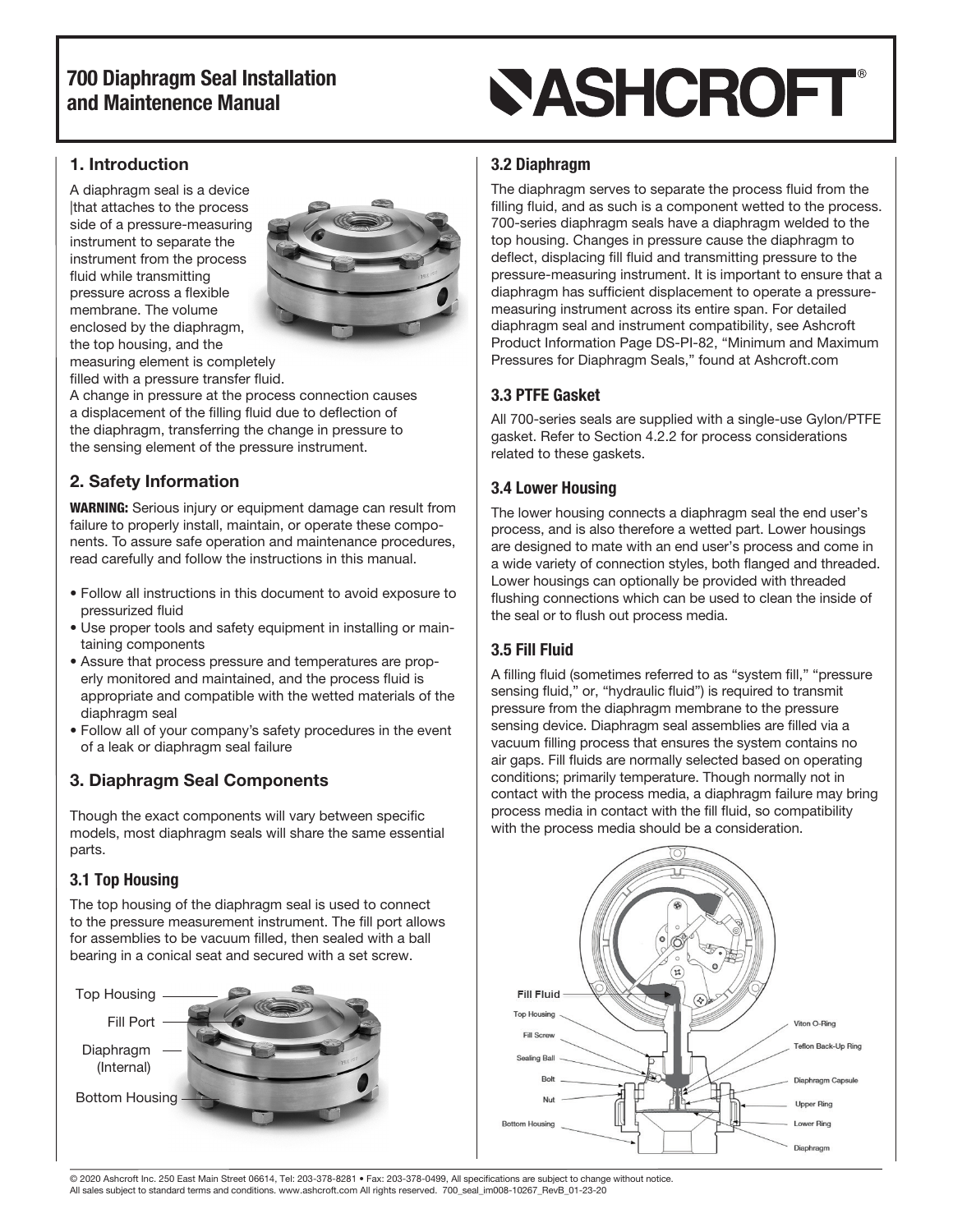# 700 Diaphragm Seal Installation and Maintenence Manual

## 1. Introduction

A diaphragm seal is a device that attaches to the process side of a pressure-measuring instrument to separate the instrument from the process fluid while transmitting pressure across a flexible membrane. The volume enclosed by the diaphragm, the top housing, and the measuring element is completely filled with a pressure transfer fluid.

A change in pressure at the process connection causes a displacement of the filling fluid due to deflection of the diaphragm, transferring the change in pressure to the sensing element of the pressure instrument.

## 2. Safety Information

**WARNING:** Serious injury or equipment damage can result from failure to properly install, maintain, or operate these components. To assure safe operation and maintenance procedures, read carefully and follow the instructions in this manual.

- Follow all instructions in this document to avoid exposure to pressurized fluid
- Use proper tools and safety equipment in installing or maintaining components
- Assure that process pressure and temperatures are properly monitored and maintained, and the process fluid is appropriate and compatible with the wetted materials of the diaphragm seal
- Follow all of your company's safety procedures in the event of a leak or diaphragm seal failure

## 3. Diaphragm Seal Components

Though the exact components will vary between specific models, most diaphragm seals will share the same essential parts.

### 3.1 Top Housing

The top housing of the diaphragm seal is used to connect to the pressure measurement instrument. The fill port allows for assemblies to be vacuum filled, then sealed with a ball bearing in a conical seat and secured with a set screw.

Top Housing
Fill Port
Diaphragm (Internal)
Bottom Housing

### 3.2 Diaphragm

The diaphragm serves to separate the process fluid from the filling fluid, and as such is a component wetted to the process. 700-series diaphragm seals have a diaphragm welded to the top housing. Changes in pressure cause the diaphragm to deflect, displacing fill fluid and transmitting pressure to the pressure-measuring instrument. It is important to ensure that a diaphragm has sufficient displacement to operate a pressure-measuring instrument across its entire span. For detailed diaphragm seal and instrument compatibility, see Ashcroft Product Information Page DS-PI-82, "Minimum and Maximum Pressures for Diaphragm Seals," found at Ashcroft.com

### 3.3 PTFE Gasket

All 700-series seals are supplied with a single-use Gylon/PTFE gasket. Refer to Section 4.2.2 for process considerations related to these gaskets.

### 3.4 Lower Housing

The lower housing connects a diaphragm seal the end user's process, and is also therefore a wetted part. Lower housings are designed to mate with an end user's process and come in a wide variety of connection styles, both flanged and threaded. Lower housings can optionally be provided with threaded flushing connections which can be used to clean the inside of the seal or to flush out process media.

### 3.5 Fill Fluid

A filling fluid (sometimes referred to as "system fill," "pressure sensing fluid," or, "hydraulic fluid") is required to transmit pressure from the diaphragm membrane to the pressure sensing device. Diaphragm seal assemblies are filled via a vacuum filling process that ensures the system contains no air gaps. Fill fluids are normally selected based on operating conditions; primarily temperature. Though normally not in contact with the process media, a diaphragm failure may bring process media in contact with the fill fluid, so compatibility with the process media should be a consideration.

Fill Fluid
Top Housing
Fill Screw
Sealing Ball
Bolt
Nut
Bottom Housing
Viton O-Ring
Teflon Back-Up Ring
Diaphragm Capsule
Upper Ring
Lower Ring
Diaphragm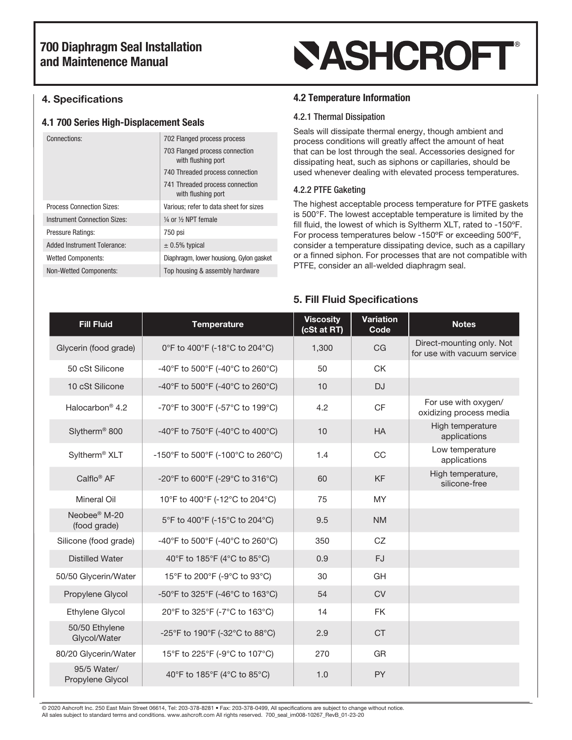## 4. Specifications

### 4.1 700 Series High-Displacement Seals

| | |
|---|---|
| Connections: | 702 Flanged process process<br>703 Flanged process connection with flushing port<br>740 Threaded process connection<br>741 Threaded process connection with flushing port |
| Process Connection Sizes: | Various; refer to data sheet for sizes |
| Instrument Connection Sizes: | ¼ or ½ NPT female |
| Pressure Ratings: | 750 psi |
| Added Instrument Tolerance: | ± 0.5% typical |
| Wetted Components: | Diaphragm, lower housiong, Gylon gasket |
| Non-Wetted Components: | Top housing & assembly hardware |

### 4.2 Temperature Information

#### 4.2.1 Thermal Dissipation

Seals will dissipate thermal energy, though ambient and process conditions will greatly affect the amount of heat that can be lost through the seal. Accessories designed for dissipating heat, such as siphons or capillaries, should be used whenever dealing with elevated process temperatures.

#### 4.2.2 PTFE Gaketing

The highest acceptable process temperature for PTFE gaskets is 500°F. The lowest acceptable temperature is limited by the fill fluid, the lowest of which is Syltherm XLT, rated to -150ºF. For process temperatures below -150ºF or exceeding 500ºF, consider a temperature dissipating device, such as a capillary or a finned siphon. For processes that are not compatible with PTFE, consider an all-welded diaphragm seal.

## 5. Fill Fluid Specifications

| Fill Fluid | Temperature | Viscosity (cSt at RT) | Variation Code | Notes |
|---|---|---|---|---|
| Glycerin (food grade) | 0°F to 400°F (-18°C to 204°C) | 1,300 | CG | Direct-mounting only. Not for use with vacuum service |
| 50 cSt Silicone | -40°F to 500°F (-40°C to 260°C) | 50 | CK | |
| 10 cSt Silicone | -40°F to 500°F (-40°C to 260°C) | 10 | DJ | |
| Halocarbon® 4.2 | -70°F to 300°F (-57°C to 199°C) | 4.2 | CF | For use with oxygen/ oxidizing process media |
| Slytherm® 800 | -40°F to 750°F (-40°C to 400°C) | 10 | HA | High temperature applications |
| Syltherm® XLT | -150°F to 500°F (-100°C to 260°C) | 1.4 | CC | Low temperature applications |
| Calflo® AF | -20°F to 600°F (-29°C to 316°C) | 60 | KF | High temperature, silicone-free |
| Mineral Oil | 10°F to 400°F (-12°C to 204°C) | 75 | MY | |
| Neobee® M-20 (food grade) | 5°F to 400°F (-15°C to 204°C) | 9.5 | NM | |
| Silicone (food grade) | -40°F to 500°F (-40°C to 260°C) | 350 | CZ | |
| Distilled Water | 40°F to 185°F (4°C to 85°C) | 0.9 | FJ | |
| 50/50 Glycerin/Water | 15°F to 200°F (-9°C to 93°C) | 30 | GH | |
| Propylene Glycol | -50°F to 325°F (-46°C to 163°C) | 54 | CV | |
| Ethylene Glycol | 20°F to 325°F (-7°C to 163°C) | 14 | FK | |
| 50/50 Ethylene Glycol/Water | -25°F to 190°F (-32°C to 88°C) | 2.9 | CT | |
| 80/20 Glycerin/Water | 15°F to 225°F (-9°C to 107°C) | 270 | GR | |
| 95/5 Water/ Propylene Glycol | 40°F to 185°F (4°C to 85°C) | 1.0 | PY | |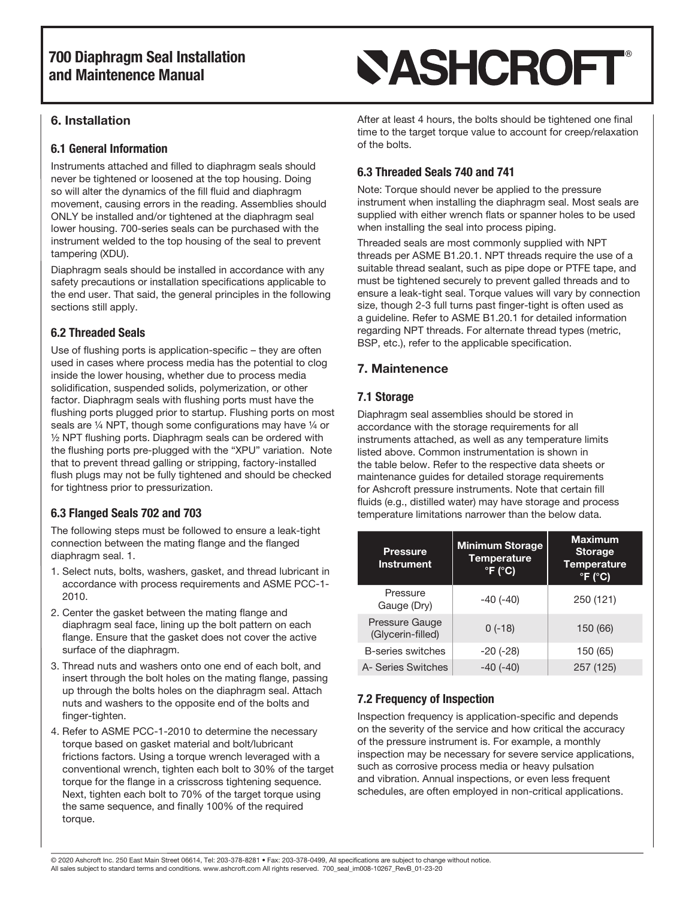# 700 Diaphragm Seal Installation and Maintenence Manual

## 6. Installation

### 6.1 General Information

Instruments attached and filled to diaphragm seals should never be tightened or loosened at the top housing. Doing so will alter the dynamics of the fill fluid and diaphragm movement, causing errors in the reading. Assemblies should ONLY be installed and/or tightened at the diaphragm seal lower housing. 700-series seals can be purchased with the instrument welded to the top housing of the seal to prevent tampering (XDU).

Diaphragm seals should be installed in accordance with any safety precautions or installation specifications applicable to the end user. That said, the general principles in the following sections still apply.

### 6.2 Threaded Seals

Use of flushing ports is application-specific – they are often used in cases where process media has the potential to clog inside the lower housing, whether due to process media solidification, suspended solids, polymerization, or other factor. Diaphragm seals with flushing ports must have the flushing ports plugged prior to startup. Flushing ports on most seals are ¼ NPT, though some configurations may have ¼ or ½ NPT flushing ports. Diaphragm seals can be ordered with the flushing ports pre-plugged with the "XPU" variation. Note that to prevent thread galling or stripping, factory-installed flush plugs may not be fully tightened and should be checked for tightness prior to pressurization.

### 6.3 Flanged Seals 702 and 703

The following steps must be followed to ensure a leak-tight connection between the mating flange and the flanged diaphragm seal. 1.

1. Select nuts, bolts, washers, gasket, and thread lubricant in accordance with process requirements and ASME PCC-1-2010.
2. Center the gasket between the mating flange and diaphragm seal face, lining up the bolt pattern on each flange. Ensure that the gasket does not cover the active surface of the diaphragm.
3. Thread nuts and washers onto one end of each bolt, and insert through the bolt holes on the mating flange, passing up through the bolts holes on the diaphragm seal. Attach nuts and washers to the opposite end of the bolts and finger-tighten.
4. Refer to ASME PCC-1-2010 to determine the necessary torque based on gasket material and bolt/lubricant frictions factors. Using a torque wrench leveraged with a conventional wrench, tighten each bolt to 30% of the target torque for the flange in a crisscross tightening sequence. Next, tighten each bolt to 70% of the target torque using the same sequence, and finally 100% of the required torque.

After at least 4 hours, the bolts should be tightened one final time to the target torque value to account for creep/relaxation of the bolts.

### 6.3 Threaded Seals 740 and 741

Note: Torque should never be applied to the pressure instrument when installing the diaphragm seal. Most seals are supplied with either wrench flats or spanner holes to be used when installing the seal into process piping.

Threaded seals are most commonly supplied with NPT threads per ASME B1.20.1. NPT threads require the use of a suitable thread sealant, such as pipe dope or PTFE tape, and must be tightened securely to prevent galled threads and to ensure a leak-tight seal. Torque values will vary by connection size, though 2-3 full turns past finger-tight is often used as a guideline. Refer to ASME B1.20.1 for detailed information regarding NPT threads. For alternate thread types (metric, BSP, etc.), refer to the applicable specification.

## 7. Maintenence

### 7.1 Storage

Diaphragm seal assemblies should be stored in accordance with the storage requirements for all instruments attached, as well as any temperature limits listed above. Common instrumentation is shown in the table below. Refer to the respective data sheets or maintenance guides for detailed storage requirements for Ashcroft pressure instruments. Note that certain fill fluids (e.g., distilled water) may have storage and process temperature limitations narrower than the below data.

| Pressure Instrument | Minimum Storage Temperature °F (°C) | Maximum Storage Temperature °F (°C) |
|---|---|---|
| Pressure Gauge (Dry) | -40 (-40) | 250 (121) |
| Pressure Gauge (Glycerin-filled) | 0 (-18) | 150 (66) |
| B-series switches | -20 (-28) | 150 (65) |
| A- Series Switches | -40 (-40) | 257 (125) |

### 7.2 Frequency of Inspection

Inspection frequency is application-specific and depends on the severity of the service and how critical the accuracy of the pressure instrument is. For example, a monthly inspection may be necessary for severe service applications, such as corrosive process media or heavy pulsation and vibration. Annual inspections, or even less frequent schedules, are often employed in non-critical applications.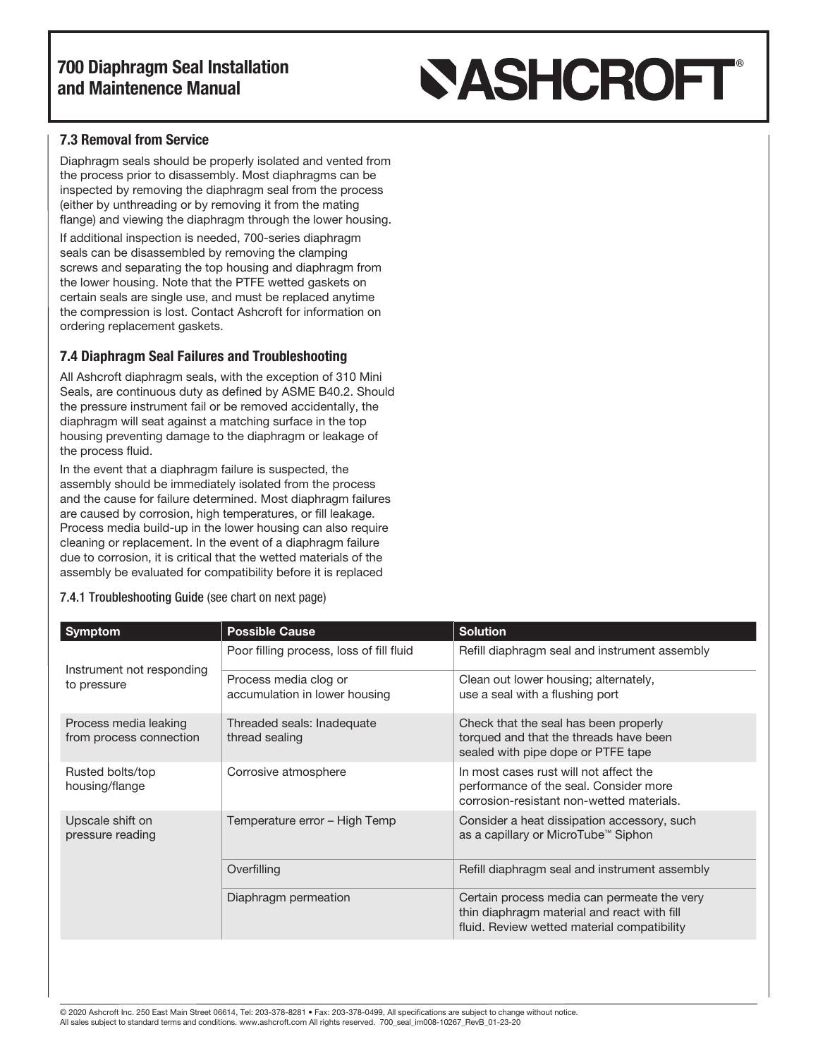## 7.3 Removal from Service

Diaphragm seals should be properly isolated and vented from the process prior to disassembly. Most diaphragms can be inspected by removing the diaphragm seal from the process (either by unthreading or by removing it from the mating flange) and viewing the diaphragm through the lower housing.

If additional inspection is needed, 700-series diaphragm seals can be disassembled by removing the clamping screws and separating the top housing and diaphragm from the lower housing. Note that the PTFE wetted gaskets on certain seals are single use, and must be replaced anytime the compression is lost. Contact Ashcroft for information on ordering replacement gaskets.

## 7.4 Diaphragm Seal Failures and Troubleshooting

All Ashcroft diaphragm seals, with the exception of 310 Mini Seals, are continuous duty as defined by ASME B40.2. Should the pressure instrument fail or be removed accidentally, the diaphragm will seat against a matching surface in the top housing preventing damage to the diaphragm or leakage of the process fluid.

In the event that a diaphragm failure is suspected, the assembly should be immediately isolated from the process and the cause for failure determined. Most diaphragm failures are caused by corrosion, high temperatures, or fill leakage. Process media build-up in the lower housing can also require cleaning or replacement. In the event of a diaphragm failure due to corrosion, it is critical that the wetted materials of the assembly be evaluated for compatibility before it is replaced

7.4.1 Troubleshooting Guide (see chart on next page)

| Symptom | Possible Cause | Solution |
|---|---|---|
| Instrument not responding to pressure | Poor filling process, loss of fill fluid | Refill diaphragm seal and instrument assembly |
| | Process media clog or accumulation in lower housing | Clean out lower housing; alternately, use a seal with a flushing port |
| Process media leaking from process connection | Threaded seals: Inadequate thread sealing | Check that the seal has been properly torqued and that the threads have been sealed with pipe dope or PTFE tape |
| Rusted bolts/top housing/flange | Corrosive atmosphere | In most cases rust will not affect the performance of the seal. Consider more corrosion-resistant non-wetted materials. |
| Upscale shift on pressure reading | Temperature error – High Temp | Consider a heat dissipation accessory, such as a capillary or MicroTube™ Siphon |
| | Overfilling | Refill diaphragm seal and instrument assembly |
| | Diaphragm permeation | Certain process media can permeate the very thin diaphragm material and react with fill fluid. Review wetted material compatibility |